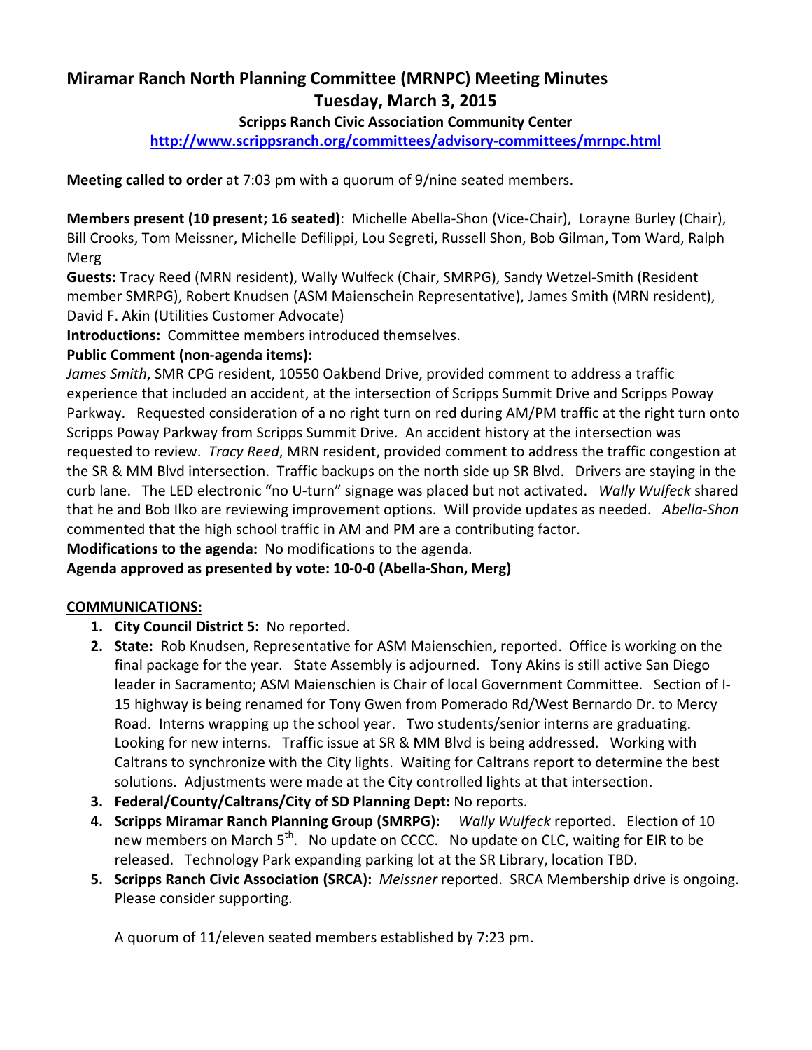# Miramar Ranch North Planning Committee (MRNPC) Meeting Minutes
## Tuesday, March 3, 2015
### Scripps Ranch Civic Association Community Center

**http://www.scrippsranch.org/committees/advisory-committees/mrnpc.html**

**Meeting called to order** at 7:03 pm with a quorum of 9/nine seated members.

**Members present (10 present; 16 seated)**: Michelle Abella-Shon (Vice-Chair), Lorayne Burley (Chair), Bill Crooks, Tom Meissner, Michelle Defilippi, Lou Segreti, Russell Shon, Bob Gilman, Tom Ward, Ralph Merg

**Guests:** Tracy Reed (MRN resident), Wally Wulfeck (Chair, SMRPG), Sandy Wetzel-Smith (Resident member SMRPG), Robert Knudsen (ASM Maienschein Representative), James Smith (MRN resident), David F. Akin (Utilities Customer Advocate)

**Introductions:** Committee members introduced themselves.

**Public Comment (non-agenda items):**

*James Smith*, SMR CPG resident, 10550 Oakbend Drive, provided comment to address a traffic experience that included an accident, at the intersection of Scripps Summit Drive and Scripps Poway Parkway. Requested consideration of a no right turn on red during AM/PM traffic at the right turn onto Scripps Poway Parkway from Scripps Summit Drive. An accident history at the intersection was requested to review. *Tracy Reed*, MRN resident, provided comment to address the traffic congestion at the SR & MM Blvd intersection. Traffic backups on the north side up SR Blvd. Drivers are staying in the curb lane. The LED electronic "no U-turn" signage was placed but not activated. *Wally Wulfeck* shared that he and Bob Ilko are reviewing improvement options. Will provide updates as needed. *Abella-Shon* commented that the high school traffic in AM and PM are a contributing factor.

**Modifications to the agenda:** No modifications to the agenda.

**Agenda approved as presented by vote: 10-0-0 (Abella-Shon, Merg)**

**COMMUNICATIONS:**

1. **City Council District 5:** No reported.
2. **State:** Rob Knudsen, Representative for ASM Maienschien, reported. Office is working on the final package for the year. State Assembly is adjourned. Tony Akins is still active San Diego leader in Sacramento; ASM Maienschien is Chair of local Government Committee. Section of I-15 highway is being renamed for Tony Gwen from Pomerado Rd/West Bernardo Dr. to Mercy Road. Interns wrapping up the school year. Two students/senior interns are graduating. Looking for new interns. Traffic issue at SR & MM Blvd is being addressed. Working with Caltrans to synchronize with the City lights. Waiting for Caltrans report to determine the best solutions. Adjustments were made at the City controlled lights at that intersection.
3. **Federal/County/Caltrans/City of SD Planning Dept:** No reports.
4. **Scripps Miramar Ranch Planning Group (SMRPG):** *Wally Wulfeck* reported. Election of 10 new members on March 5th. No update on CCCC. No update on CLC, waiting for EIR to be released. Technology Park expanding parking lot at the SR Library, location TBD.
5. **Scripps Ranch Civic Association (SRCA):** *Meissner* reported. SRCA Membership drive is ongoing. Please consider supporting.

   A quorum of 11/eleven seated members established by 7:23 pm.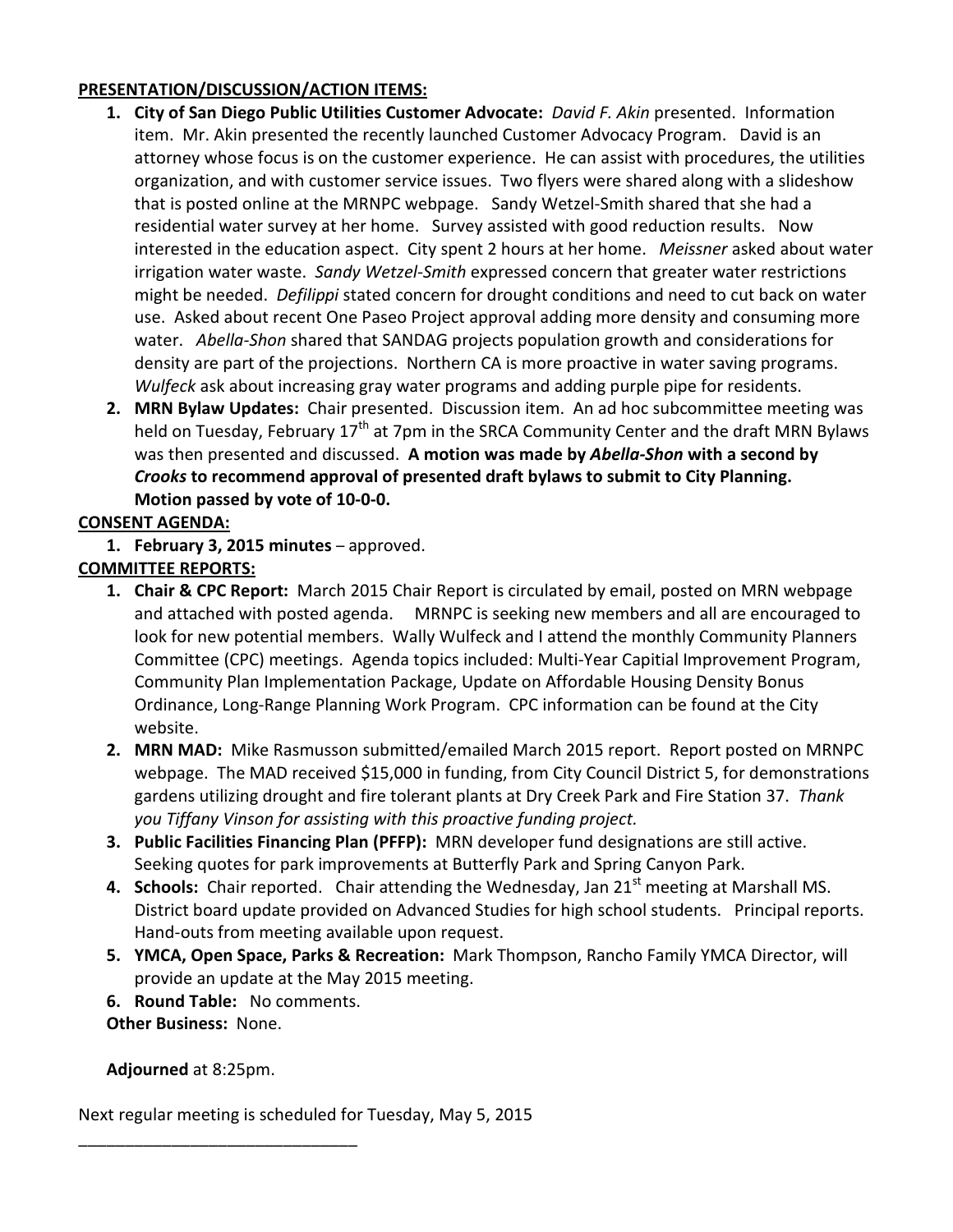**PRESENTATION/DISCUSSION/ACTION ITEMS:**

1. **City of San Diego Public Utilities Customer Advocate:** *David F. Akin* presented. Information item. Mr. Akin presented the recently launched Customer Advocacy Program. David is an attorney whose focus is on the customer experience. He can assist with procedures, the utilities organization, and with customer service issues. Two flyers were shared along with a slideshow that is posted online at the MRNPC webpage. Sandy Wetzel-Smith shared that she had a residential water survey at her home. Survey assisted with good reduction results. Now interested in the education aspect. City spent 2 hours at her home. *Meissner* asked about water irrigation water waste. *Sandy Wetzel-Smith* expressed concern that greater water restrictions might be needed. *Defilippi* stated concern for drought conditions and need to cut back on water use. Asked about recent One Paseo Project approval adding more density and consuming more water. *Abella-Shon* shared that SANDAG projects population growth and considerations for density are part of the projections. Northern CA is more proactive in water saving programs. *Wulfeck* ask about increasing gray water programs and adding purple pipe for residents.
2. **MRN Bylaw Updates:** Chair presented. Discussion item. An ad hoc subcommittee meeting was held on Tuesday, February 17th at 7pm in the SRCA Community Center and the draft MRN Bylaws was then presented and discussed. **A motion was made by *Abella-Shon* with a second by *Crooks* to recommend approval of presented draft bylaws to submit to City Planning. Motion passed by vote of 10-0-0.**

**CONSENT AGENDA:**

1. **February 3, 2015 minutes** – approved.

**COMMITTEE REPORTS:**

1. **Chair & CPC Report:** March 2015 Chair Report is circulated by email, posted on MRN webpage and attached with posted agenda. MRNPC is seeking new members and all are encouraged to look for new potential members. Wally Wulfeck and I attend the monthly Community Planners Committee (CPC) meetings. Agenda topics included: Multi-Year Capitial Improvement Program, Community Plan Implementation Package, Update on Affordable Housing Density Bonus Ordinance, Long-Range Planning Work Program. CPC information can be found at the City website.
2. **MRN MAD:** Mike Rasmusson submitted/emailed March 2015 report. Report posted on MRNPC webpage. The MAD received $15,000 in funding, from City Council District 5, for demonstrations gardens utilizing drought and fire tolerant plants at Dry Creek Park and Fire Station 37. *Thank you Tiffany Vinson for assisting with this proactive funding project.*
3. **Public Facilities Financing Plan (PFFP):** MRN developer fund designations are still active. Seeking quotes for park improvements at Butterfly Park and Spring Canyon Park.
4. **Schools:** Chair reported. Chair attending the Wednesday, Jan 21st meeting at Marshall MS. District board update provided on Advanced Studies for high school students. Principal reports. Hand-outs from meeting available upon request.
5. **YMCA, Open Space, Parks & Recreation:** Mark Thompson, Rancho Family YMCA Director, will provide an update at the May 2015 meeting.
6. **Round Table:** No comments.

**Other Business:** None.

**Adjourned** at 8:25pm.

Next regular meeting is scheduled for Tuesday, May 5, 2015

_______________________________